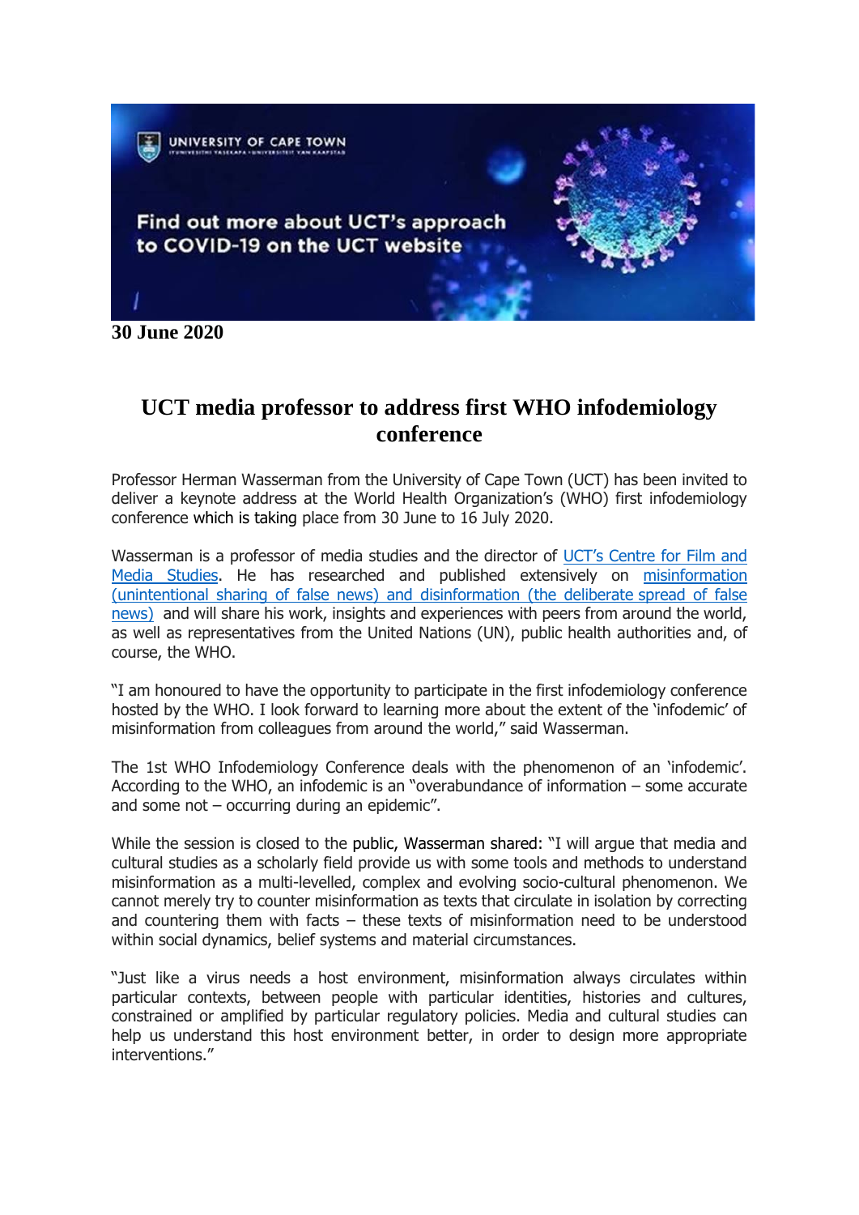**30 June 2020**

# UCT media professor to address first WHO infodemiology conference

Professor Herman Wasserman from the University of Cape Town (UCT) has been invited to deliver a keynote address at the World Health Organization's (WHO) first infodemiology conference which is taking place from 30 June to 16 July 2020.

Wasserman is a professor of media studies and the director of UCT's Centre for Film and Media Studies. He has researched and published extensively on misinformation (unintentional sharing of false news) and disinformation (the deliberate spread of false news) and will share his work, insights and experiences with peers from around the world, as well as representatives from the United Nations (UN), public health authorities and, of course, the WHO.

"I am honoured to have the opportunity to participate in the first infodemiology conference hosted by the WHO. I look forward to learning more about the extent of the 'infodemic' of misinformation from colleagues from around the world," said Wasserman.

The 1st WHO Infodemiology Conference deals with the phenomenon of an 'infodemic'. According to the WHO, an infodemic is an "overabundance of information – some accurate and some not – occurring during an epidemic".

While the session is closed to the public, Wasserman shared: "I will argue that media and cultural studies as a scholarly field provide us with some tools and methods to understand misinformation as a multi-levelled, complex and evolving socio-cultural phenomenon. We cannot merely try to counter misinformation as texts that circulate in isolation by correcting and countering them with facts – these texts of misinformation need to be understood within social dynamics, belief systems and material circumstances.

"Just like a virus needs a host environment, misinformation always circulates within particular contexts, between people with particular identities, histories and cultures, constrained or amplified by particular regulatory policies. Media and cultural studies can help us understand this host environment better, in order to design more appropriate interventions."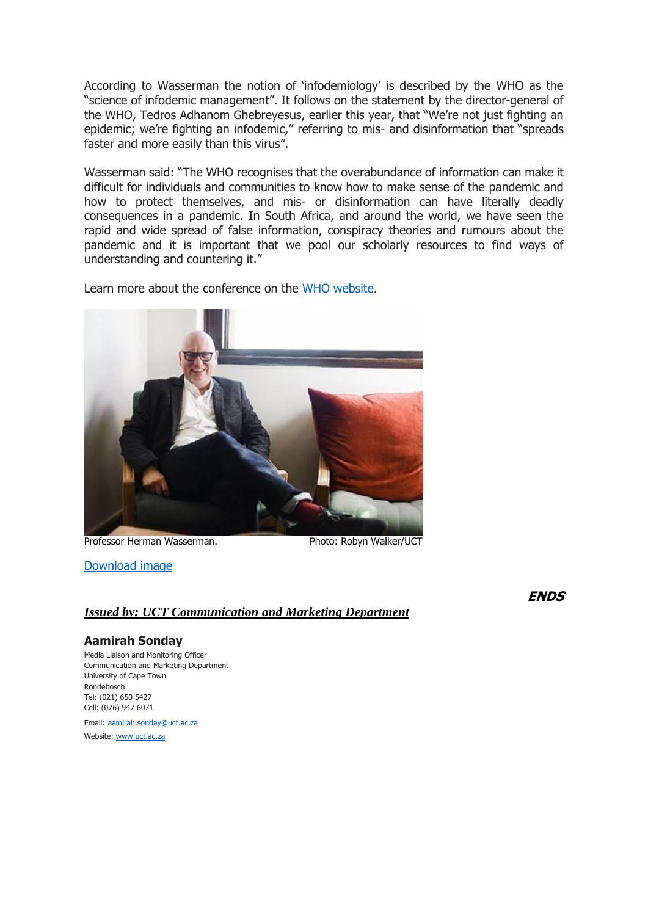According to Wasserman the notion of 'infodemiology' is described by the WHO as the "science of infodemic management". It follows on the statement by the director-general of the WHO, Tedros Adhanom Ghebreyesus, earlier this year, that "We're not just fighting an epidemic; we're fighting an infodemic," referring to mis- and disinformation that "spreads faster and more easily than this virus".

Wasserman said: "The WHO recognises that the overabundance of information can make it difficult for individuals and communities to know how to make sense of the pandemic and how to protect themselves, and mis- or disinformation can have literally deadly consequences in a pandemic. In South Africa, and around the world, we have seen the rapid and wide spread of false information, conspiracy theories and rumours about the pandemic and it is important that we pool our scholarly resources to find ways of understanding and countering it."

Learn more about the conference on the [WHO website](#).

Professor Herman Wasserman. Photo: Robyn Walker/UCT

[Download image](#)

***ENDS***

***Issued by: UCT Communication and Marketing Department***

**Aamirah Sonday**

Media Liaison and Monitoring Officer
Communication and Marketing Department
University of Cape Town
Rondebosch
Tel: (021) 650 5427
Cell: (076) 947 6071

Email: aamirah.sonday@uct.ac.za
Website: www.uct.ac.za